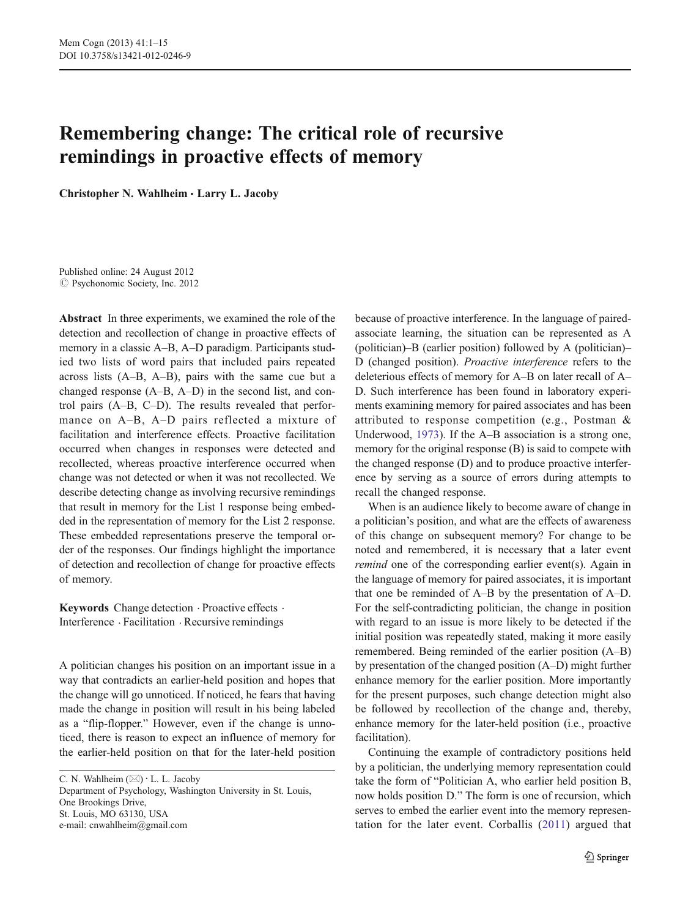# Remembering change: The critical role of recursive remindings in proactive effects of memory

**Christopher N. Wahlheim · Larry L. Jacoby**

Published online: 24 August 2012
© Psychonomic Society, Inc. 2012

**Abstract** In three experiments, we examined the role of the detection and recollection of change in proactive effects of memory in a classic A–B, A–D paradigm. Participants studied two lists of word pairs that included pairs repeated across lists (A–B, A–B), pairs with the same cue but a changed response (A–B, A–D) in the second list, and control pairs (A–B, C–D). The results revealed that performance on A–B, A–D pairs reflected a mixture of facilitation and interference effects. Proactive facilitation occurred when changes in responses were detected and recollected, whereas proactive interference occurred when change was not detected or when it was not recollected. We describe detecting change as involving recursive remindings that result in memory for the List 1 response being embedded in the representation of memory for the List 2 response. These embedded representations preserve the temporal order of the responses. Our findings highlight the importance of detection and recollection of change for proactive effects of memory.

**Keywords** Change detection · Proactive effects · Interference · Facilitation · Recursive remindings

A politician changes his position on an important issue in a way that contradicts an earlier-held position and hopes that the change will go unnoticed. If noticed, he fears that having made the change in position will result in his being labeled as a "flip-flopper." However, even if the change is unnoticed, there is reason to expect an influence of memory for the earlier-held position on that for the later-held position because of proactive interference. In the language of paired-associate learning, the situation can be represented as A (politician)–B (earlier position) followed by A (politician)–D (changed position). *Proactive interference* refers to the deleterious effects of memory for A–B on later recall of A–D. Such interference has been found in laboratory experiments examining memory for paired associates and has been attributed to response competition (e.g., Postman & Underwood, 1973). If the A–B association is a strong one, memory for the original response (B) is said to compete with the changed response (D) and to produce proactive interference by serving as a source of errors during attempts to recall the changed response.

When is an audience likely to become aware of change in a politician's position, and what are the effects of awareness of this change on subsequent memory? For change to be noted and remembered, it is necessary that a later event *remind* one of the corresponding earlier event(s). Again in the language of memory for paired associates, it is important that one be reminded of A–B by the presentation of A–D. For the self-contradicting politician, the change in position with regard to an issue is more likely to be detected if the initial position was repeatedly stated, making it more easily remembered. Being reminded of the earlier position (A–B) by presentation of the changed position (A–D) might further enhance memory for the earlier position. More importantly for the present purposes, such change detection might also be followed by recollection of the change and, thereby, enhance memory for the later-held position (i.e., proactive facilitation).

Continuing the example of contradictory positions held by a politician, the underlying memory representation could take the form of "Politician A, who earlier held position B, now holds position D." The form is one of recursion, which serves to embed the earlier event into the memory representation for the later event. Corballis (2011) argued that

C. N. Wahlheim (✉) · L. L. Jacoby
Department of Psychology, Washington University in St. Louis,
One Brookings Drive,
St. Louis, MO 63130, USA
e-mail: cnwahlheim@gmail.com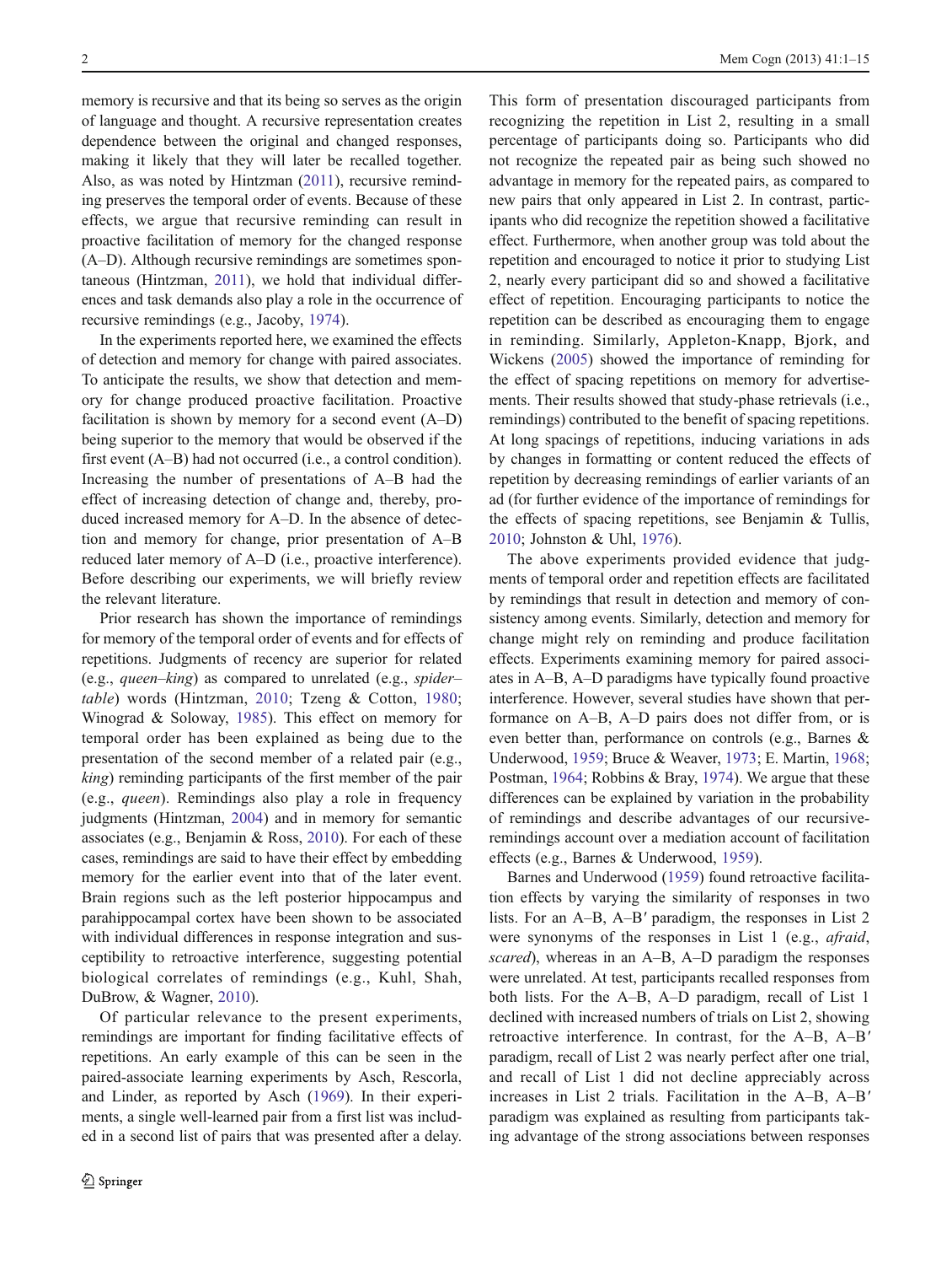memory is recursive and that its being so serves as the origin of language and thought. A recursive representation creates dependence between the original and changed responses, making it likely that they will later be recalled together. Also, as was noted by Hintzman (2011), recursive reminding preserves the temporal order of events. Because of these effects, we argue that recursive reminding can result in proactive facilitation of memory for the changed response (A–D). Although recursive remindings are sometimes spontaneous (Hintzman, 2011), we hold that individual differences and task demands also play a role in the occurrence of recursive remindings (e.g., Jacoby, 1974).

In the experiments reported here, we examined the effects of detection and memory for change with paired associates. To anticipate the results, we show that detection and memory for change produced proactive facilitation. Proactive facilitation is shown by memory for a second event (A–D) being superior to the memory that would be observed if the first event (A–B) had not occurred (i.e., a control condition). Increasing the number of presentations of A–B had the effect of increasing detection of change and, thereby, produced increased memory for A–D. In the absence of detection and memory for change, prior presentation of A–B reduced later memory of A–D (i.e., proactive interference). Before describing our experiments, we will briefly review the relevant literature.

Prior research has shown the importance of remindings for memory of the temporal order of events and for effects of repetitions. Judgments of recency are superior for related (e.g., *queen–king*) as compared to unrelated (e.g., *spider–table*) words (Hintzman, 2010; Tzeng & Cotton, 1980; Winograd & Soloway, 1985). This effect on memory for temporal order has been explained as being due to the presentation of the second member of a related pair (e.g., *king*) reminding participants of the first member of the pair (e.g., *queen*). Remindings also play a role in frequency judgments (Hintzman, 2004) and in memory for semantic associates (e.g., Benjamin & Ross, 2010). For each of these cases, remindings are said to have their effect by embedding memory for the earlier event into that of the later event. Brain regions such as the left posterior hippocampus and parahippocampal cortex have been shown to be associated with individual differences in response integration and susceptibility to retroactive interference, suggesting potential biological correlates of remindings (e.g., Kuhl, Shah, DuBrow, & Wagner, 2010).

Of particular relevance to the present experiments, remindings are important for finding facilitative effects of repetitions. An early example of this can be seen in the paired-associate learning experiments by Asch, Rescorla, and Linder, as reported by Asch (1969). In their experiments, a single well-learned pair from a first list was included in a second list of pairs that was presented after a delay. This form of presentation discouraged participants from recognizing the repetition in List 2, resulting in a small percentage of participants doing so. Participants who did not recognize the repeated pair as being such showed no advantage in memory for the repeated pairs, as compared to new pairs that only appeared in List 2. In contrast, participants who did recognize the repetition showed a facilitative effect. Furthermore, when another group was told about the repetition and encouraged to notice it prior to studying List 2, nearly every participant did so and showed a facilitative effect of repetition. Encouraging participants to notice the repetition can be described as encouraging them to engage in reminding. Similarly, Appleton-Knapp, Bjork, and Wickens (2005) showed the importance of reminding for the effect of spacing repetitions on memory for advertisements. Their results showed that study-phase retrievals (i.e., remindings) contributed to the benefit of spacing repetitions. At long spacings of repetitions, inducing variations in ads by changes in formatting or content reduced the effects of repetition by decreasing remindings of earlier variants of an ad (for further evidence of the importance of remindings for the effects of spacing repetitions, see Benjamin & Tullis, 2010; Johnston & Uhl, 1976).

The above experiments provided evidence that judgments of temporal order and repetition effects are facilitated by remindings that result in detection and memory of consistency among events. Similarly, detection and memory for change might rely on reminding and produce facilitation effects. Experiments examining memory for paired associates in A–B, A–D paradigms have typically found proactive interference. However, several studies have shown that performance on A–B, A–D pairs does not differ from, or is even better than, performance on controls (e.g., Barnes & Underwood, 1959; Bruce & Weaver, 1973; E. Martin, 1968; Postman, 1964; Robbins & Bray, 1974). We argue that these differences can be explained by variation in the probability of remindings and describe advantages of our recursive-remindings account over a mediation account of facilitation effects (e.g., Barnes & Underwood, 1959).

Barnes and Underwood (1959) found retroactive facilitation effects by varying the similarity of responses in two lists. For an A–B, A–B′ paradigm, the responses in List 2 were synonyms of the responses in List 1 (e.g., *afraid*, *scared*), whereas in an A–B, A–D paradigm the responses were unrelated. At test, participants recalled responses from both lists. For the A–B, A–D paradigm, recall of List 1 declined with increased numbers of trials on List 2, showing retroactive interference. In contrast, for the A–B, A–B′ paradigm, recall of List 2 was nearly perfect after one trial, and recall of List 1 did not decline appreciably across increases in List 2 trials. Facilitation in the A–B, A–B′ paradigm was explained as resulting from participants taking advantage of the strong associations between responses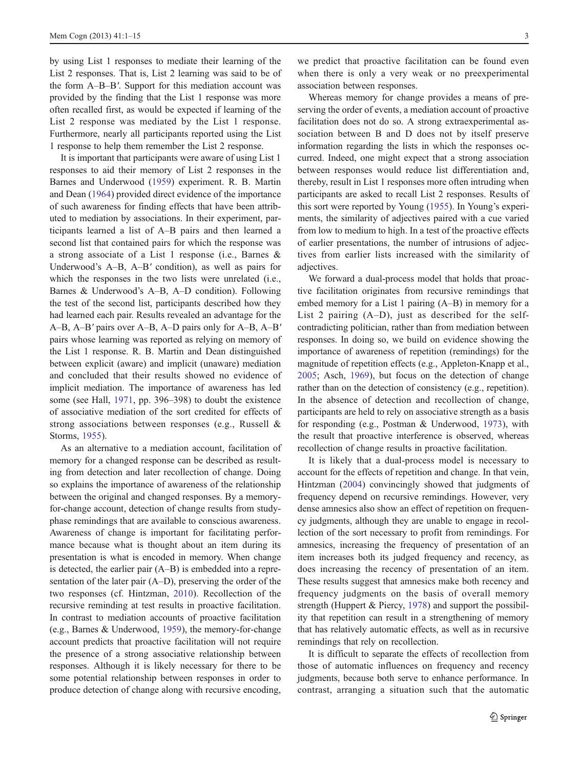by using List 1 responses to mediate their learning of the List 2 responses. That is, List 2 learning was said to be of the form A–B–B′. Support for this mediation account was provided by the finding that the List 1 response was more often recalled first, as would be expected if learning of the List 2 response was mediated by the List 1 response. Furthermore, nearly all participants reported using the List 1 response to help them remember the List 2 response.

It is important that participants were aware of using List 1 responses to aid their memory of List 2 responses in the Barnes and Underwood (1959) experiment. R. B. Martin and Dean (1964) provided direct evidence of the importance of such awareness for finding effects that have been attributed to mediation by associations. In their experiment, participants learned a list of A–B pairs and then learned a second list that contained pairs for which the response was a strong associate of a List 1 response (i.e., Barnes & Underwood's A–B, A–B′ condition), as well as pairs for which the responses in the two lists were unrelated (i.e., Barnes & Underwood's A–B, A–D condition). Following the test of the second list, participants described how they had learned each pair. Results revealed an advantage for the A–B, A–B′ pairs over A–B, A–D pairs only for A–B, A–B′ pairs whose learning was reported as relying on memory of the List 1 response. R. B. Martin and Dean distinguished between explicit (aware) and implicit (unaware) mediation and concluded that their results showed no evidence of implicit mediation. The importance of awareness has led some (see Hall, 1971, pp. 396–398) to doubt the existence of associative mediation of the sort credited for effects of strong associations between responses (e.g., Russell & Storms, 1955).

As an alternative to a mediation account, facilitation of memory for a changed response can be described as resulting from detection and later recollection of change. Doing so explains the importance of awareness of the relationship between the original and changed responses. By a memory-for-change account, detection of change results from study-phase remindings that are available to conscious awareness. Awareness of change is important for facilitating performance because what is thought about an item during its presentation is what is encoded in memory. When change is detected, the earlier pair (A–B) is embedded into a representation of the later pair (A–D), preserving the order of the two responses (cf. Hintzman, 2010). Recollection of the recursive reminding at test results in proactive facilitation. In contrast to mediation accounts of proactive facilitation (e.g., Barnes & Underwood, 1959), the memory-for-change account predicts that proactive facilitation will not require the presence of a strong associative relationship between responses. Although it is likely necessary for there to be some potential relationship between responses in order to produce detection of change along with recursive encoding, we predict that proactive facilitation can be found even when there is only a very weak or no preexperimental association between responses.

Whereas memory for change provides a means of preserving the order of events, a mediation account of proactive facilitation does not do so. A strong extraexperimental association between B and D does not by itself preserve information regarding the lists in which the responses occurred. Indeed, one might expect that a strong association between responses would reduce list differentiation and, thereby, result in List 1 responses more often intruding when participants are asked to recall List 2 responses. Results of this sort were reported by Young (1955). In Young's experiments, the similarity of adjectives paired with a cue varied from low to medium to high. In a test of the proactive effects of earlier presentations, the number of intrusions of adjectives from earlier lists increased with the similarity of adjectives.

We forward a dual-process model that holds that proactive facilitation originates from recursive remindings that embed memory for a List 1 pairing (A–B) in memory for a List 2 pairing (A–D), just as described for the self-contradicting politician, rather than from mediation between responses. In doing so, we build on evidence showing the importance of awareness of repetition (remindings) for the magnitude of repetition effects (e.g., Appleton-Knapp et al., 2005; Asch, 1969), but focus on the detection of change rather than on the detection of consistency (e.g., repetition). In the absence of detection and recollection of change, participants are held to rely on associative strength as a basis for responding (e.g., Postman & Underwood, 1973), with the result that proactive interference is observed, whereas recollection of change results in proactive facilitation.

It is likely that a dual-process model is necessary to account for the effects of repetition and change. In that vein, Hintzman (2004) convincingly showed that judgments of frequency depend on recursive remindings. However, very dense amnesics also show an effect of repetition on frequency judgments, although they are unable to engage in recollection of the sort necessary to profit from remindings. For amnesics, increasing the frequency of presentation of an item increases both its judged frequency and recency, as does increasing the recency of presentation of an item. These results suggest that amnesics make both recency and frequency judgments on the basis of overall memory strength (Huppert & Piercy, 1978) and support the possibility that repetition can result in a strengthening of memory that has relatively automatic effects, as well as in recursive remindings that rely on recollection.

It is difficult to separate the effects of recollection from those of automatic influences on frequency and recency judgments, because both serve to enhance performance. In contrast, arranging a situation such that the automatic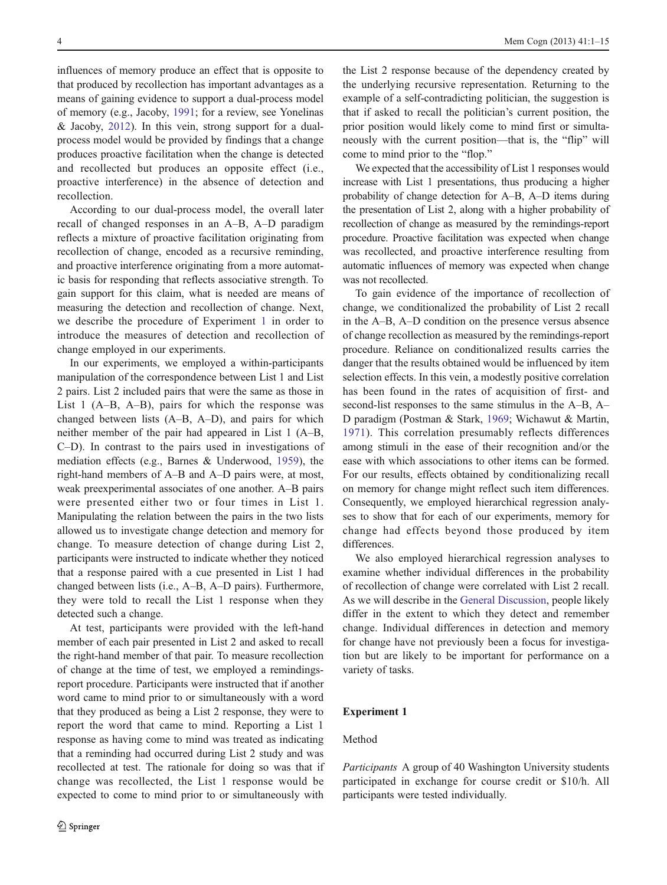influences of memory produce an effect that is opposite to that produced by recollection has important advantages as a means of gaining evidence to support a dual-process model of memory (e.g., Jacoby, 1991; for a review, see Yonelinas & Jacoby, 2012). In this vein, strong support for a dual-process model would be provided by findings that a change produces proactive facilitation when the change is detected and recollected but produces an opposite effect (i.e., proactive interference) in the absence of detection and recollection.

According to our dual-process model, the overall later recall of changed responses in an A–B, A–D paradigm reflects a mixture of proactive facilitation originating from recollection of change, encoded as a recursive reminding, and proactive interference originating from a more automatic basis for responding that reflects associative strength. To gain support for this claim, what is needed are means of measuring the detection and recollection of change. Next, we describe the procedure of Experiment 1 in order to introduce the measures of detection and recollection of change employed in our experiments.

In our experiments, we employed a within-participants manipulation of the correspondence between List 1 and List 2 pairs. List 2 included pairs that were the same as those in List 1 (A–B, A–B), pairs for which the response was changed between lists (A–B, A–D), and pairs for which neither member of the pair had appeared in List 1 (A–B, C–D). In contrast to the pairs used in investigations of mediation effects (e.g., Barnes & Underwood, 1959), the right-hand members of A–B and A–D pairs were, at most, weak preexperimental associates of one another. A–B pairs were presented either two or four times in List 1. Manipulating the relation between the pairs in the two lists allowed us to investigate change detection and memory for change. To measure detection of change during List 2, participants were instructed to indicate whether they noticed that a response paired with a cue presented in List 1 had changed between lists (i.e., A–B, A–D pairs). Furthermore, they were told to recall the List 1 response when they detected such a change.

At test, participants were provided with the left-hand member of each pair presented in List 2 and asked to recall the right-hand member of that pair. To measure recollection of change at the time of test, we employed a remindings-report procedure. Participants were instructed that if another word came to mind prior to or simultaneously with a word that they produced as being a List 2 response, they were to report the word that came to mind. Reporting a List 1 response as having come to mind was treated as indicating that a reminding had occurred during List 2 study and was recollected at test. The rationale for doing so was that if change was recollected, the List 1 response would be expected to come to mind prior to or simultaneously with the List 2 response because of the dependency created by the underlying recursive representation. Returning to the example of a self-contradicting politician, the suggestion is that if asked to recall the politician's current position, the prior position would likely come to mind first or simultaneously with the current position—that is, the "flip" will come to mind prior to the "flop."

We expected that the accessibility of List 1 responses would increase with List 1 presentations, thus producing a higher probability of change detection for A–B, A–D items during the presentation of List 2, along with a higher probability of recollection of change as measured by the remindings-report procedure. Proactive facilitation was expected when change was recollected, and proactive interference resulting from automatic influences of memory was expected when change was not recollected.

To gain evidence of the importance of recollection of change, we conditionalized the probability of List 2 recall in the A–B, A–D condition on the presence versus absence of change recollection as measured by the remindings-report procedure. Reliance on conditionalized results carries the danger that the results obtained would be influenced by item selection effects. In this vein, a modestly positive correlation has been found in the rates of acquisition of first- and second-list responses to the same stimulus in the A–B, A–D paradigm (Postman & Stark, 1969; Wichawut & Martin, 1971). This correlation presumably reflects differences among stimuli in the ease of their recognition and/or the ease with which associations to other items can be formed. For our results, effects obtained by conditionalizing recall on memory for change might reflect such item differences. Consequently, we employed hierarchical regression analyses to show that for each of our experiments, memory for change had effects beyond those produced by item differences.

We also employed hierarchical regression analyses to examine whether individual differences in the probability of recollection of change were correlated with List 2 recall. As we will describe in the General Discussion, people likely differ in the extent to which they detect and remember change. Individual differences in detection and memory for change have not previously been a focus for investigation but are likely to be important for performance on a variety of tasks.

## Experiment 1

### Method

*Participants* A group of 40 Washington University students participated in exchange for course credit or \$10/h. All participants were tested individually.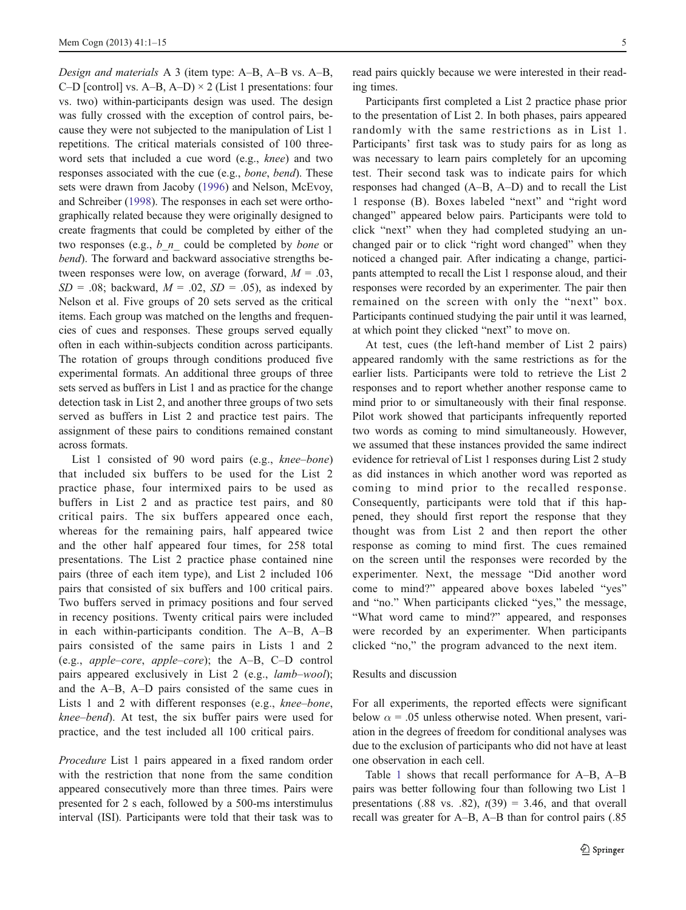*Design and materials* A 3 (item type: A–B, A–B vs. A–B, C–D [control] vs. A–B, A–D) × 2 (List 1 presentations: four vs. two) within-participants design was used. The design was fully crossed with the exception of control pairs, because they were not subjected to the manipulation of List 1 repetitions. The critical materials consisted of 100 three-word sets that included a cue word (e.g., *knee*) and two responses associated with the cue (e.g., *bone*, *bend*). These sets were drawn from Jacoby (1996) and Nelson, McEvoy, and Schreiber (1998). The responses in each set were orthographically related because they were originally designed to create fragments that could be completed by either of the two responses (e.g., *b_n_* could be completed by *bone* or *bend*). The forward and backward associative strengths between responses were low, on average (forward, $M = .03$, $SD = .08$; backward, $M = .02$, $SD = .05$), as indexed by Nelson et al. Five groups of 20 sets served as the critical items. Each group was matched on the lengths and frequencies of cues and responses. These groups served equally often in each within-subjects condition across participants. The rotation of groups through conditions produced five experimental formats. An additional three groups of three sets served as buffers in List 1 and as practice for the change detection task in List 2, and another three groups of two sets served as buffers in List 2 and practice test pairs. The assignment of these pairs to conditions remained constant across formats.

List 1 consisted of 90 word pairs (e.g., *knee–bone*) that included six buffers to be used for the List 2 practice phase, four intermixed pairs to be used as buffers in List 2 and as practice test pairs, and 80 critical pairs. The six buffers appeared once each, whereas for the remaining pairs, half appeared twice and the other half appeared four times, for 258 total presentations. The List 2 practice phase contained nine pairs (three of each item type), and List 2 included 106 pairs that consisted of six buffers and 100 critical pairs. Two buffers served in primacy positions and four served in recency positions. Twenty critical pairs were included in each within-participants condition. The A–B, A–B pairs consisted of the same pairs in Lists 1 and 2 (e.g., *apple–core*, *apple–core*); the A–B, C–D control pairs appeared exclusively in List 2 (e.g., *lamb–wool*); and the A–B, A–D pairs consisted of the same cues in Lists 1 and 2 with different responses (e.g., *knee–bone*, *knee–bend*). At test, the six buffer pairs were used for practice, and the test included all 100 critical pairs.

*Procedure* List 1 pairs appeared in a fixed random order with the restriction that none from the same condition appeared consecutively more than three times. Pairs were presented for 2 s each, followed by a 500-ms interstimulus interval (ISI). Participants were told that their task was to read pairs quickly because we were interested in their reading times.

Participants first completed a List 2 practice phase prior to the presentation of List 2. In both phases, pairs appeared randomly with the same restrictions as in List 1. Participants' first task was to study pairs for as long as was necessary to learn pairs completely for an upcoming test. Their second task was to indicate pairs for which responses had changed (A–B, A–D) and to recall the List 1 response (B). Boxes labeled "next" and "right word changed" appeared below pairs. Participants were told to click "next" when they had completed studying an unchanged pair or to click "right word changed" when they noticed a changed pair. After indicating a change, participants attempted to recall the List 1 response aloud, and their responses were recorded by an experimenter. The pair then remained on the screen with only the "next" box. Participants continued studying the pair until it was learned, at which point they clicked "next" to move on.

At test, cues (the left-hand member of List 2 pairs) appeared randomly with the same restrictions as for the earlier lists. Participants were told to retrieve the List 2 responses and to report whether another response came to mind prior to or simultaneously with their final response. Pilot work showed that participants infrequently reported two words as coming to mind simultaneously. However, we assumed that these instances provided the same indirect evidence for retrieval of List 1 responses during List 2 study as did instances in which another word was reported as coming to mind prior to the recalled response. Consequently, participants were told that if this happened, they should first report the response that they thought was from List 2 and then report the other response as coming to mind first. The cues remained on the screen until the responses were recorded by the experimenter. Next, the message "Did another word come to mind?" appeared above boxes labeled "yes" and "no." When participants clicked "yes," the message, "What word came to mind?" appeared, and responses were recorded by an experimenter. When participants clicked "no," the program advanced to the next item.

## Results and discussion

For all experiments, the reported effects were significant below $\alpha = .05$ unless otherwise noted. When present, variation in the degrees of freedom for conditional analyses was due to the exclusion of participants who did not have at least one observation in each cell.

Table 1 shows that recall performance for A–B, A–B pairs was better following four than following two List 1 presentations (.88 vs. .82), $t(39) = 3.46$, and that overall recall was greater for A–B, A–B than for control pairs (.85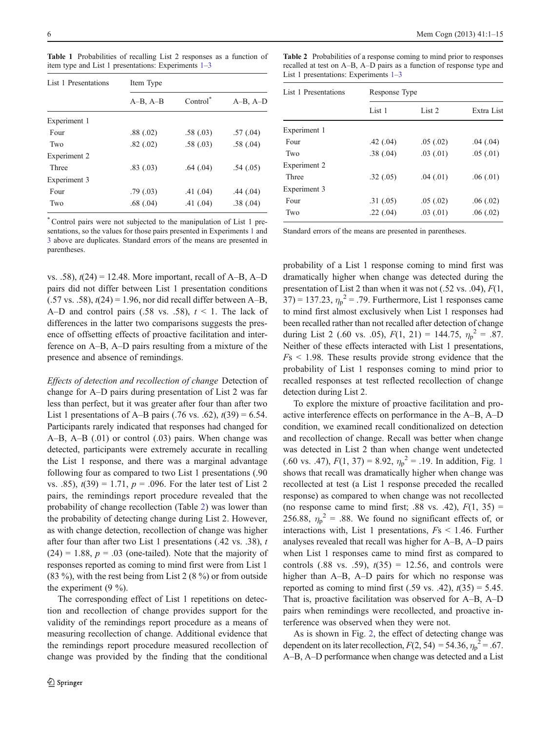**Table 1** Probabilities of recalling List 2 responses as a function of item type and List 1 presentations: Experiments 1–3

| List 1 Presentations | Item Type | | |
|---|---|---|---|
| | A–B, A–B | Control* | A–B, A–D |
| Experiment 1 | | | |
| Four | .88 (.02) | .58 (.03) | .57 (.04) |
| Two | .82 (.02) | .58 (.03) | .58 (.04) |
| Experiment 2 | | | |
| Three | .83 (.03) | .64 (.04) | .54 (.05) |
| Experiment 3 | | | |
| Four | .79 (.03) | .41 (.04) | .44 (.04) |
| Two | .68 (.04) | .41 (.04) | .38 (.04) |

* Control pairs were not subjected to the manipulation of List 1 presentations, so the values for those pairs presented in Experiments 1 and 3 above are duplicates. Standard errors of the means are presented in parentheses.

**Table 2** Probabilities of a response coming to mind prior to responses recalled at test on A–B, A–D pairs as a function of response type and List 1 presentations: Experiments 1–3

| List 1 Presentations | Response Type | | |
|---|---|---|---|
| | List 1 | List 2 | Extra List |
| Experiment 1 | | | |
| Four | .42 (.04) | .05 (.02) | .04 (.04) |
| Two | .38 (.04) | .03 (.01) | .05 (.01) |
| Experiment 2 | | | |
| Three | .32 (.05) | .04 (.01) | .06 (.01) |
| Experiment 3 | | | |
| Four | .31 (.05) | .05 (.02) | .06 (.02) |
| Two | .22 (.04) | .03 (.01) | .06 (.02) |

Standard errors of the means are presented in parentheses.

vs. .58), $t(24) = 12.48$. More important, recall of A–B, A–D pairs did not differ between List 1 presentation conditions (.57 vs. .58), $t(24) = 1.96$, nor did recall differ between A–B, A–D and control pairs (.58 vs. .58), $t < 1$. The lack of differences in the latter two comparisons suggests the presence of offsetting effects of proactive facilitation and interference on A–B, A–D pairs resulting from a mixture of the presence and absence of remindings.

*Effects of detection and recollection of change* Detection of change for A–D pairs during presentation of List 2 was far less than perfect, but it was greater after four than after two List 1 presentations of A–B pairs (.76 vs. .62), $t(39) = 6.54$. Participants rarely indicated that responses had changed for A–B, A–B (.01) or control (.03) pairs. When change was detected, participants were extremely accurate in recalling the List 1 response, and there was a marginal advantage following four as compared to two List 1 presentations (.90 vs. .85), $t(39) = 1.71$, $p = .096$. For the later test of List 2 pairs, the remindings report procedure revealed that the probability of change recollection (Table 2) was lower than the probability of detecting change during List 2. However, as with change detection, recollection of change was higher after four than after two List 1 presentations (.42 vs. .38), $t(24) = 1.88$, $p = .03$ (one-tailed). Note that the majority of responses reported as coming to mind first were from List 1 (83 %), with the rest being from List 2 (8 %) or from outside the experiment (9 %).

The corresponding effect of List 1 repetitions on detection and recollection of change provides support for the validity of the remindings report procedure as a means of measuring recollection of change. Additional evidence that the remindings report procedure measured recollection of change was provided by the finding that the conditional probability of a List 1 response coming to mind first was dramatically higher when change was detected during the presentation of List 2 than when it was not (.52 vs. .04), $F(1, 37) = 137.23$, $\eta_p^2 = .79$. Furthermore, List 1 responses came to mind first almost exclusively when List 1 responses had been recalled rather than not recalled after detection of change during List 2 (.60 vs. .05), $F(1, 21) = 144.75$, $\eta_p^2 = .87$. Neither of these effects interacted with List 1 presentations, $Fs < 1.98$. These results provide strong evidence that the probability of List 1 responses coming to mind prior to recalled responses at test reflected recollection of change detection during List 2.

To explore the mixture of proactive facilitation and proactive interference effects on performance in the A–B, A–D condition, we examined recall conditionalized on detection and recollection of change. Recall was better when change was detected in List 2 than when change went undetected (.60 vs. .47), $F(1, 37) = 8.92$, $\eta_p^2 = .19$. In addition, Fig. 1 shows that recall was dramatically higher when change was recollected at test (a List 1 response preceded the recalled response) as compared to when change was not recollected (no response came to mind first; .88 vs. .42), $F(1, 35) = 256.88$, $\eta_p^2 = .88$. We found no significant effects of, or interactions with, List 1 presentations, $Fs < 1.46$. Further analyses revealed that recall was higher for A–B, A–D pairs when List 1 responses came to mind first as compared to controls (.88 vs. .59), $t(35) = 12.56$, and controls were higher than A–B, A–D pairs for which no response was reported as coming to mind first (.59 vs. .42), $t(35) = 5.45$. That is, proactive facilitation was observed for A–B, A–D pairs when remindings were recollected, and proactive interference was observed when they were not.

As is shown in Fig. 2, the effect of detecting change was dependent on its later recollection, $F(2, 54) = 54.36$, $\eta_p^2 = .67$. A–B, A–D performance when change was detected and a List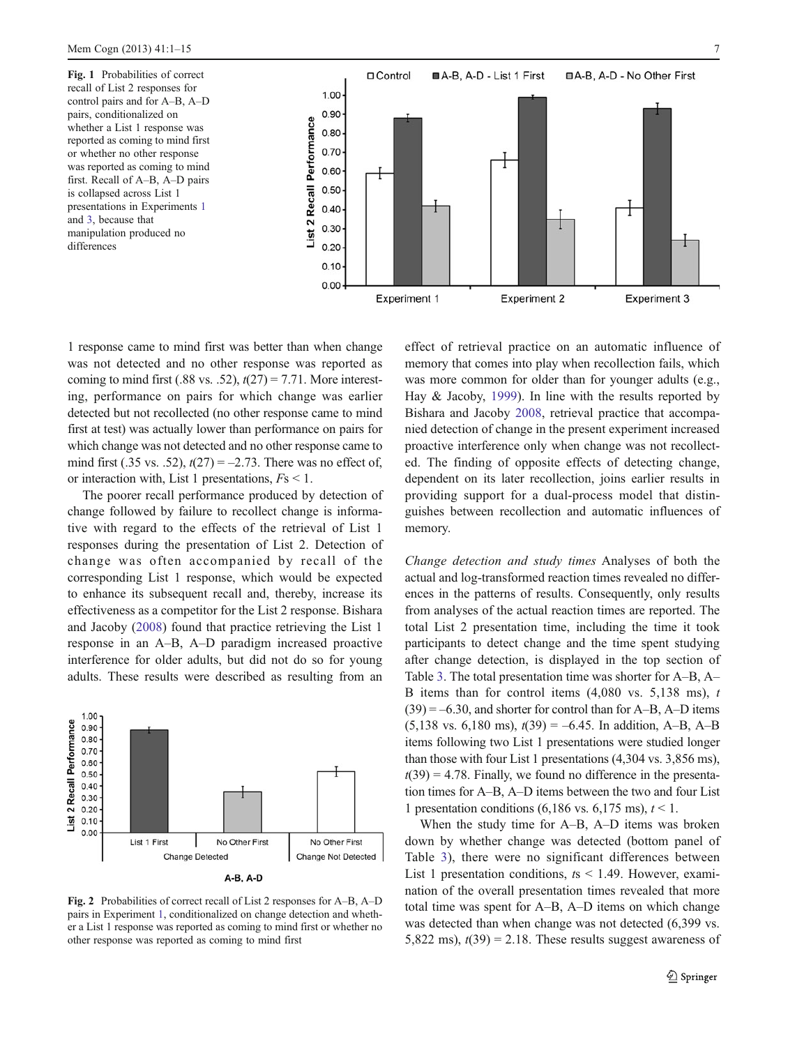Fig. 1 Probabilities of correct recall of List 2 responses for control pairs and for A–B, A–D pairs, conditionalized on whether a List 1 response was reported as coming to mind first or whether no other response was reported as coming to mind first. Recall of A–B, A–D pairs is collapsed across List 1 presentations in Experiments 1 and 3, because that manipulation produced no differences

1 response came to mind first was better than when change was not detected and no other response was reported as coming to mind first (.88 vs. .52), $t(27) = 7.71$. More interestingly, performance on pairs for which change was earlier detected but not recollected (no other response came to mind first at test) was actually lower than performance on pairs for which change was not detected and no other response came to mind first (.35 vs. .52), $t(27) = -2.73$. There was no effect of, or interaction with, List 1 presentations, $F\text{s} < 1$.

The poorer recall performance produced by detection of change followed by failure to recollect change is informative with regard to the effects of the retrieval of List 1 responses during the presentation of List 2. Detection of change was often accompanied by recall of the corresponding List 1 response, which would be expected to enhance its subsequent recall and, thereby, increase its effectiveness as a competitor for the List 2 response. Bishara and Jacoby (2008) found that practice retrieving the List 1 response in an A–B, A–D paradigm increased proactive interference for older adults, but did not do so for young adults. These results were described as resulting from an effect of retrieval practice on an automatic influence of memory that comes into play when recollection fails, which was more common for older than for younger adults (e.g., Hay & Jacoby, 1999). In line with the results reported by Bishara and Jacoby 2008, retrieval practice that accompanied detection of change in the present experiment increased proactive interference only when change was not recollected. The finding of opposite effects of detecting change, dependent on its later recollection, joins earlier results in providing support for a dual-process model that distinguishes between recollection and automatic influences of memory.

Fig. 2 Probabilities of correct recall of List 2 responses for A–B, A–D pairs in Experiment 1, conditionalized on change detection and whether a List 1 response was reported as coming to mind first or whether no other response was reported as coming to mind first

*Change detection and study times* Analyses of both the actual and log-transformed reaction times revealed no differences in the patterns of results. Consequently, only results from analyses of the actual reaction times are reported. The total List 2 presentation time, including the time it took participants to detect change and the time spent studying after change detection, is displayed in the top section of Table 3. The total presentation time was shorter for A–B, A–B items than for control items (4,080 vs. 5,138 ms), $t(39) = -6.30$, and shorter for control than for A–B, A–D items (5,138 vs. 6,180 ms), $t(39) = -6.45$. In addition, A–B, A–B items following two List 1 presentations were studied longer than those with four List 1 presentations (4,304 vs. 3,856 ms), $t(39) = 4.78$. Finally, we found no difference in the presentation times for A–B, A–D items between the two and four List 1 presentation conditions (6,186 vs. 6,175 ms), $t < 1$.

When the study time for A–B, A–D items was broken down by whether change was detected (bottom panel of Table 3), there were no significant differences between List 1 presentation conditions, $t\text{s} < 1.49$. However, examination of the overall presentation times revealed that more total time was spent for A–B, A–D items on which change was detected than when change was not detected (6,399 vs. 5,822 ms), $t(39) = 2.18$. These results suggest awareness of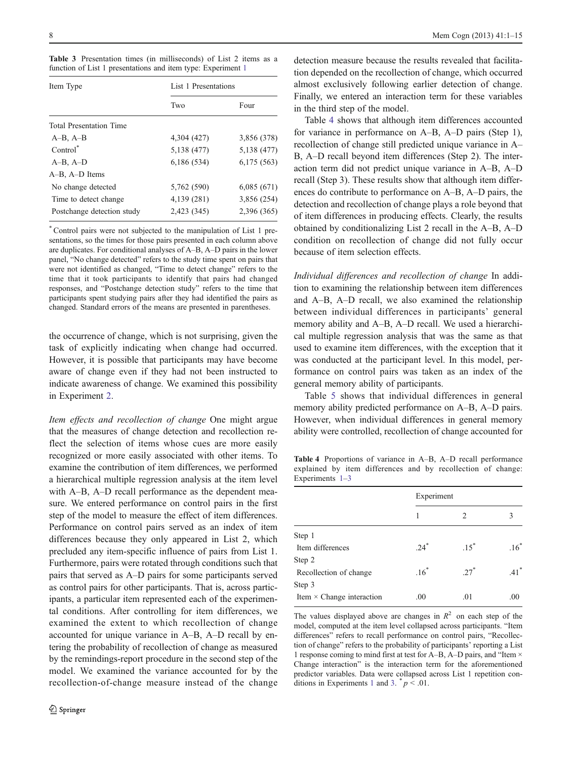**Table 3** Presentation times (in milliseconds) of List 2 items as a function of List 1 presentations and item type: Experiment 1

| Item Type | List 1 Presentations | |
|---|---|---|
| | Two | Four |
| Total Presentation Time | | |
| A–B, A–B | 4,304 (427) | 3,856 (378) |
| Control* | 5,138 (477) | 5,138 (477) |
| A–B, A–D | 6,186 (534) | 6,175 (563) |
| A–B, A–D Items | | |
| No change detected | 5,762 (590) | 6,085 (671) |
| Time to detect change | 4,139 (281) | 3,856 (254) |
| Postchange detection study | 2,423 (345) | 2,396 (365) |

\* Control pairs were not subjected to the manipulation of List 1 presentations, so the times for those pairs presented in each column above are duplicates. For conditional analyses of A–B, A–D pairs in the lower panel, "No change detected" refers to the study time spent on pairs that were not identified as changed, "Time to detect change" refers to the time that it took participants to identify that pairs had changed responses, and "Postchange detection study" refers to the time that participants spent studying pairs after they had identified the pairs as changed. Standard errors of the means are presented in parentheses.

the occurrence of change, which is not surprising, given the task of explicitly indicating when change had occurred. However, it is possible that participants may have become aware of change even if they had not been instructed to indicate awareness of change. We examined this possibility in Experiment 2.

*Item effects and recollection of change* One might argue that the measures of change detection and recollection reflect the selection of items whose cues are more easily recognized or more easily associated with other items. To examine the contribution of item differences, we performed a hierarchical multiple regression analysis at the item level with A–B, A–D recall performance as the dependent measure. We entered performance on control pairs in the first step of the model to measure the effect of item differences. Performance on control pairs served as an index of item differences because they only appeared in List 2, which precluded any item-specific influence of pairs from List 1. Furthermore, pairs were rotated through conditions such that pairs that served as A–D pairs for some participants served as control pairs for other participants. That is, across participants, a particular item represented each of the experimental conditions. After controlling for item differences, we examined the extent to which recollection of change accounted for unique variance in A–B, A–D recall by entering the probability of recollection of change as measured by the remindings-report procedure in the second step of the model. We examined the variance accounted for by the recollection-of-change measure instead of the change detection measure because the results revealed that facilitation depended on the recollection of change, which occurred almost exclusively following earlier detection of change. Finally, we entered an interaction term for these variables in the third step of the model.

Table 4 shows that although item differences accounted for variance in performance on A–B, A–D pairs (Step 1), recollection of change still predicted unique variance in A–B, A–D recall beyond item differences (Step 2). The interaction term did not predict unique variance in A–B, A–D recall (Step 3). These results show that although item differences do contribute to performance on A–B, A–D pairs, the detection and recollection of change plays a role beyond that of item differences in producing effects. Clearly, the results obtained by conditionalizing List 2 recall in the A–B, A–D condition on recollection of change did not fully occur because of item selection effects.

*Individual differences and recollection of change* In addition to examining the relationship between item differences and A–B, A–D recall, we also examined the relationship between individual differences in participants' general memory ability and A–B, A–D recall. We used a hierarchical multiple regression analysis that was the same as that used to examine item differences, with the exception that it was conducted at the participant level. In this model, performance on control pairs was taken as an index of the general memory ability of participants.

Table 5 shows that individual differences in general memory ability predicted performance on A–B, A–D pairs. However, when individual differences in general memory ability were controlled, recollection of change accounted for

**Table 4** Proportions of variance in A–B, A–D recall performance explained by item differences and by recollection of change: Experiments 1–3

| | Experiment | | |
|---|---|---|---|
| | 1 | 2 | 3 |
| Step 1 | | | |
| Item differences | .24* | .15* | .16* |
| Step 2 | | | |
| Recollection of change | .16* | .27* | .41* |
| Step 3 | | | |
| Item × Change interaction | .00 | .01 | .00 |

The values displayed above are changes in $R^2$ on each step of the model, computed at the item level collapsed across participants. "Item differences" refers to recall performance on control pairs, "Recollection of change" refers to the probability of participants' reporting a List 1 response coming to mind first at test for A–B, A–D pairs, and "Item × Change interaction" is the interaction term for the aforementioned predictor variables. Data were collapsed across List 1 repetition conditions in Experiments 1 and 3. * $p < .01$.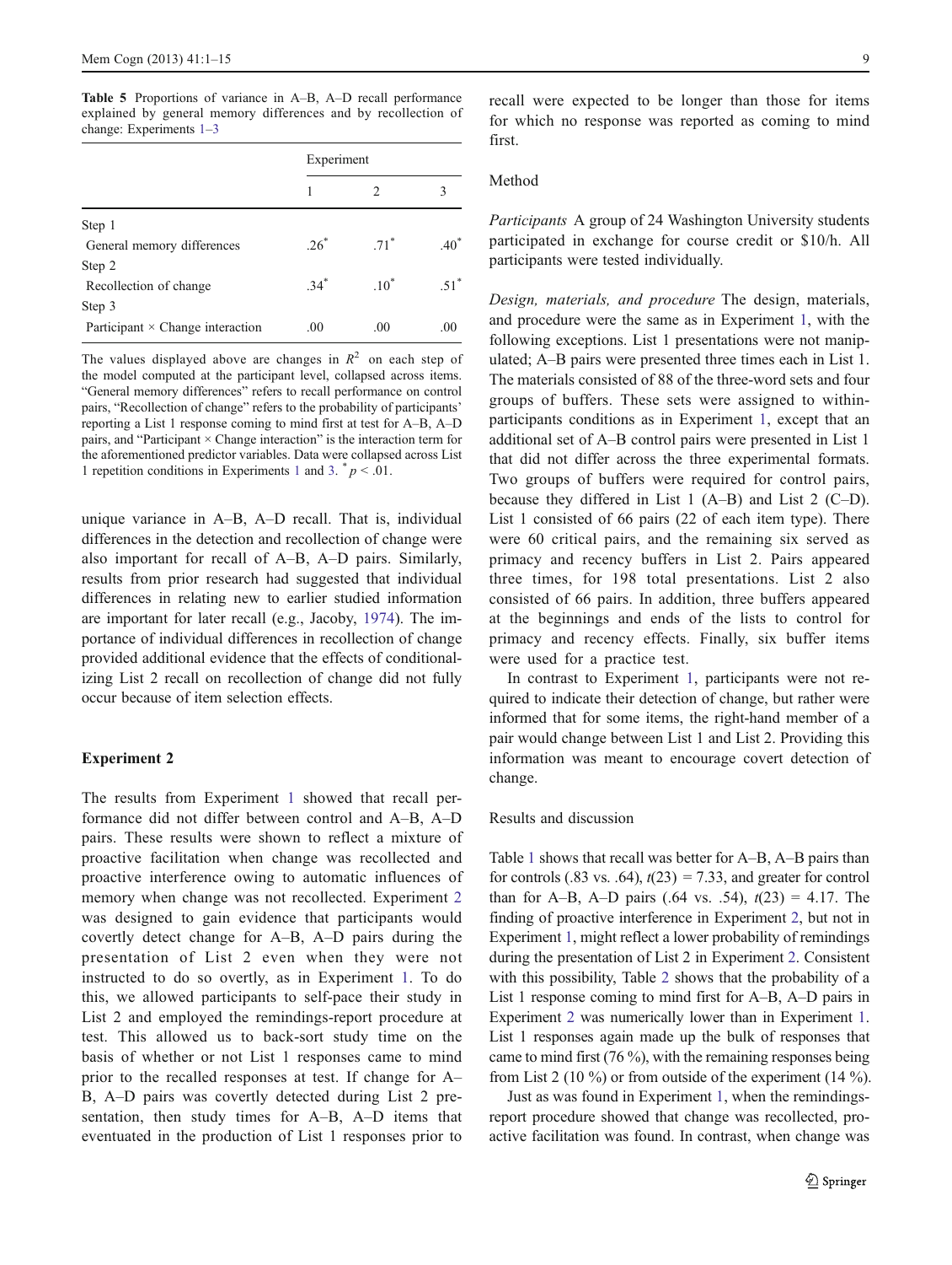**Table 5** Proportions of variance in A–B, A–D recall performance explained by general memory differences and by recollection of change: Experiments 1–3

| | Experiment | | |
|---|---|---|---|
| | 1 | 2 | 3 |
| Step 1 | | | |
| General memory differences | .26* | .71* | .40* |
| Step 2 | | | |
| Recollection of change | .34* | .10* | .51* |
| Step 3 | | | |
| Participant × Change interaction | .00 | .00 | .00 |

The values displayed above are changes in $R^2$ on each step of the model computed at the participant level, collapsed across items. "General memory differences" refers to recall performance on control pairs, "Recollection of change" refers to the probability of participants' reporting a List 1 response coming to mind first at test for A–B, A–D pairs, and "Participant × Change interaction" is the interaction term for the aforementioned predictor variables. Data were collapsed across List 1 repetition conditions in Experiments 1 and 3. * $p < .01$.

unique variance in A–B, A–D recall. That is, individual differences in the detection and recollection of change were also important for recall of A–B, A–D pairs. Similarly, results from prior research had suggested that individual differences in relating new to earlier studied information are important for later recall (e.g., Jacoby, 1974). The importance of individual differences in recollection of change provided additional evidence that the effects of conditionalizing List 2 recall on recollection of change did not fully occur because of item selection effects.

## Experiment 2

The results from Experiment 1 showed that recall performance did not differ between control and A–B, A–D pairs. These results were shown to reflect a mixture of proactive facilitation when change was recollected and proactive interference owing to automatic influences of memory when change was not recollected. Experiment 2 was designed to gain evidence that participants would covertly detect change for A–B, A–D pairs during the presentation of List 2 even when they were not instructed to do so overtly, as in Experiment 1. To do this, we allowed participants to self-pace their study in List 2 and employed the remindings-report procedure at test. This allowed us to back-sort study time on the basis of whether or not List 1 responses came to mind prior to the recalled responses at test. If change for A–B, A–D pairs was covertly detected during List 2 presentation, then study times for A–B, A–D items that eventuated in the production of List 1 responses prior to recall were expected to be longer than those for items for which no response was reported as coming to mind first.

### Method

*Participants* A group of 24 Washington University students participated in exchange for course credit or \$10/h. All participants were tested individually.

*Design, materials, and procedure* The design, materials, and procedure were the same as in Experiment 1, with the following exceptions. List 1 presentations were not manipulated; A–B pairs were presented three times each in List 1. The materials consisted of 88 of the three-word sets and four groups of buffers. These sets were assigned to within-participants conditions as in Experiment 1, except that an additional set of A–B control pairs were presented in List 1 that did not differ across the three experimental formats. Two groups of buffers were required for control pairs, because they differed in List 1 (A–B) and List 2 (C–D). List 1 consisted of 66 pairs (22 of each item type). There were 60 critical pairs, and the remaining six served as primacy and recency buffers in List 2. Pairs appeared three times, for 198 total presentations. List 2 also consisted of 66 pairs. In addition, three buffers appeared at the beginnings and ends of the lists to control for primacy and recency effects. Finally, six buffer items were used for a practice test.

In contrast to Experiment 1, participants were not required to indicate their detection of change, but rather were informed that for some items, the right-hand member of a pair would change between List 1 and List 2. Providing this information was meant to encourage covert detection of change.

### Results and discussion

Table 1 shows that recall was better for A–B, A–B pairs than for controls (.83 vs. .64), $t(23) = 7.33$, and greater for control than for A–B, A–D pairs (.64 vs. .54), $t(23) = 4.17$. The finding of proactive interference in Experiment 2, but not in Experiment 1, might reflect a lower probability of remindings during the presentation of List 2 in Experiment 2. Consistent with this possibility, Table 2 shows that the probability of a List 1 response coming to mind first for A–B, A–D pairs in Experiment 2 was numerically lower than in Experiment 1. List 1 responses again made up the bulk of responses that came to mind first (76 %), with the remaining responses being from List 2 (10 %) or from outside of the experiment (14 %).

Just as was found in Experiment 1, when the remindings-report procedure showed that change was recollected, proactive facilitation was found. In contrast, when change was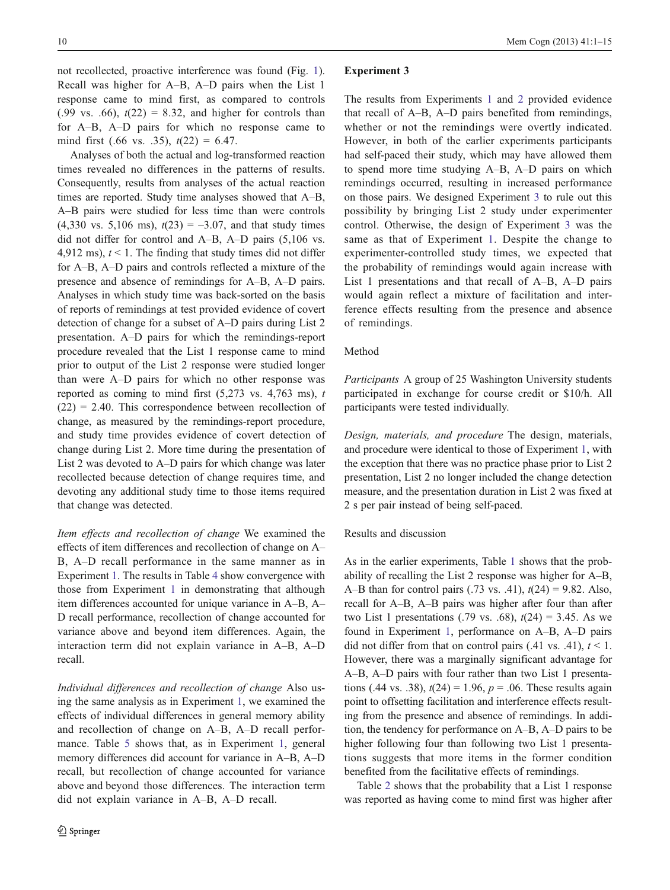not recollected, proactive interference was found (Fig. 1). Recall was higher for A–B, A–D pairs when the List 1 response came to mind first, as compared to controls (.99 vs. .66), $t(22) = 8.32$, and higher for controls than for A–B, A–D pairs for which no response came to mind first (.66 vs. .35), $t(22) = 6.47$.

Analyses of both the actual and log-transformed reaction times revealed no differences in the patterns of results. Consequently, results from analyses of the actual reaction times are reported. Study time analyses showed that A–B, A–B pairs were studied for less time than were controls (4,330 vs. 5,106 ms), $t(23) = -3.07$, and that study times did not differ for control and A–B, A–D pairs (5,106 vs. 4,912 ms), $t < 1$. The finding that study times did not differ for A–B, A–D pairs and controls reflected a mixture of the presence and absence of remindings for A–B, A–D pairs. Analyses in which study time was back-sorted on the basis of reports of remindings at test provided evidence of covert detection of change for a subset of A–D pairs during List 2 presentation. A–D pairs for which the remindings-report procedure revealed that the List 1 response came to mind prior to output of the List 2 response were studied longer than were A–D pairs for which no other response was reported as coming to mind first (5,273 vs. 4,763 ms), $t(22) = 2.40$. This correspondence between recollection of change, as measured by the remindings-report procedure, and study time provides evidence of covert detection of change during List 2. More time during the presentation of List 2 was devoted to A–D pairs for which change was later recollected because detection of change requires time, and devoting any additional study time to those items required that change was detected.

*Item effects and recollection of change* We examined the effects of item differences and recollection of change on A–B, A–D recall performance in the same manner as in Experiment 1. The results in Table 4 show convergence with those from Experiment 1 in demonstrating that although item differences accounted for unique variance in A–B, A–D recall performance, recollection of change accounted for variance above and beyond item differences. Again, the interaction term did not explain variance in A–B, A–D recall.

*Individual differences and recollection of change* Also using the same analysis as in Experiment 1, we examined the effects of individual differences in general memory ability and recollection of change on A–B, A–D recall performance. Table 5 shows that, as in Experiment 1, general memory differences did account for variance in A–B, A–D recall, but recollection of change accounted for variance above and beyond those differences. The interaction term did not explain variance in A–B, A–D recall.

## Experiment 3

The results from Experiments 1 and 2 provided evidence that recall of A–B, A–D pairs benefited from remindings, whether or not the remindings were overtly indicated. However, in both of the earlier experiments participants had self-paced their study, which may have allowed them to spend more time studying A–B, A–D pairs on which remindings occurred, resulting in increased performance on those pairs. We designed Experiment 3 to rule out this possibility by bringing List 2 study under experimenter control. Otherwise, the design of Experiment 3 was the same as that of Experiment 1. Despite the change to experimenter-controlled study times, we expected that the probability of remindings would again increase with List 1 presentations and that recall of A–B, A–D pairs would again reflect a mixture of facilitation and interference effects resulting from the presence and absence of remindings.

### Method

*Participants* A group of 25 Washington University students participated in exchange for course credit or $10/h. All participants were tested individually.

*Design, materials, and procedure* The design, materials, and procedure were identical to those of Experiment 1, with the exception that there was no practice phase prior to List 2 presentation, List 2 no longer included the change detection measure, and the presentation duration in List 2 was fixed at 2 s per pair instead of being self-paced.

### Results and discussion

As in the earlier experiments, Table 1 shows that the probability of recalling the List 2 response was higher for A–B, A–B than for control pairs (.73 vs. .41), $t(24) = 9.82$. Also, recall for A–B, A–B pairs was higher after four than after two List 1 presentations (.79 vs. .68), $t(24) = 3.45$. As we found in Experiment 1, performance on A–B, A–D pairs did not differ from that on control pairs (.41 vs. .41), $t < 1$. However, there was a marginally significant advantage for A–B, A–D pairs with four rather than two List 1 presentations (.44 vs. .38), $t(24) = 1.96$, $p = .06$. These results again point to offsetting facilitation and interference effects resulting from the presence and absence of remindings. In addition, the tendency for performance on A–B, A–D pairs to be higher following four than following two List 1 presentations suggests that more items in the former condition benefited from the facilitative effects of remindings.

Table 2 shows that the probability that a List 1 response was reported as having come to mind first was higher after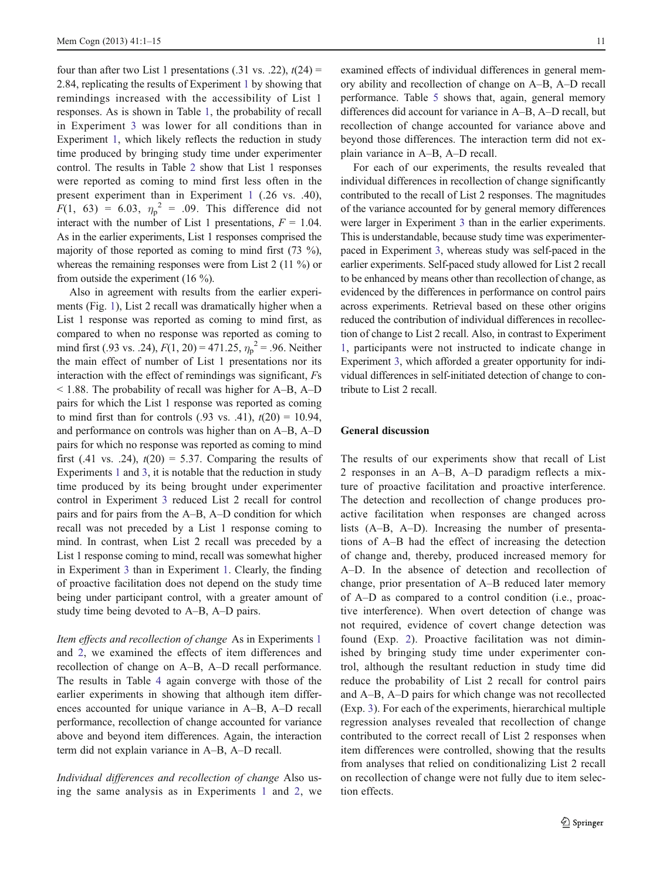four than after two List 1 presentations (.31 vs. .22), $t(24) = 2.84$, replicating the results of Experiment 1 by showing that remindings increased with the accessibility of List 1 responses. As is shown in Table 1, the probability of recall in Experiment 3 was lower for all conditions than in Experiment 1, which likely reflects the reduction in study time produced by bringing study time under experimenter control. The results in Table 2 show that List 1 responses were reported as coming to mind first less often in the present experiment than in Experiment 1 (.26 vs. .40), $F(1, 63) = 6.03$, $\eta_p^2 = .09$. This difference did not interact with the number of List 1 presentations, $F = 1.04$. As in the earlier experiments, List 1 responses comprised the majority of those reported as coming to mind first (73 %), whereas the remaining responses were from List 2 (11 %) or from outside the experiment (16 %).

Also in agreement with results from the earlier experiments (Fig. 1), List 2 recall was dramatically higher when a List 1 response was reported as coming to mind first, as compared to when no response was reported as coming to mind first (.93 vs. .24), $F(1, 20) = 471.25$, $\eta_p^2 = .96$. Neither the main effect of number of List 1 presentations nor its interaction with the effect of remindings was significant, $Fs < 1.88$. The probability of recall was higher for A–B, A–D pairs for which the List 1 response was reported as coming to mind first than for controls (.93 vs. .41), $t(20) = 10.94$, and performance on controls was higher than on A–B, A–D pairs for which no response was reported as coming to mind first (.41 vs. .24), $t(20) = 5.37$. Comparing the results of Experiments 1 and 3, it is notable that the reduction in study time produced by its being brought under experimenter control in Experiment 3 reduced List 2 recall for control pairs and for pairs from the A–B, A–D condition for which recall was not preceded by a List 1 response coming to mind. In contrast, when List 2 recall was preceded by a List 1 response coming to mind, recall was somewhat higher in Experiment 3 than in Experiment 1. Clearly, the finding of proactive facilitation does not depend on the study time being under participant control, with a greater amount of study time being devoted to A–B, A–D pairs.

*Item effects and recollection of change* As in Experiments 1 and 2, we examined the effects of item differences and recollection of change on A–B, A–D recall performance. The results in Table 4 again converge with those of the earlier experiments in showing that although item differences accounted for unique variance in A–B, A–D recall performance, recollection of change accounted for variance above and beyond item differences. Again, the interaction term did not explain variance in A–B, A–D recall.

*Individual differences and recollection of change* Also using the same analysis as in Experiments 1 and 2, we examined effects of individual differences in general memory ability and recollection of change on A–B, A–D recall performance. Table 5 shows that, again, general memory differences did account for variance in A–B, A–D recall, but recollection of change accounted for variance above and beyond those differences. The interaction term did not explain variance in A–B, A–D recall.

For each of our experiments, the results revealed that individual differences in recollection of change significantly contributed to the recall of List 2 responses. The magnitudes of the variance accounted for by general memory differences were larger in Experiment 3 than in the earlier experiments. This is understandable, because study time was experimenter-paced in Experiment 3, whereas study was self-paced in the earlier experiments. Self-paced study allowed for List 2 recall to be enhanced by means other than recollection of change, as evidenced by the differences in performance on control pairs across experiments. Retrieval based on these other origins reduced the contribution of individual differences in recollection of change to List 2 recall. Also, in contrast to Experiment 1, participants were not instructed to indicate change in Experiment 3, which afforded a greater opportunity for individual differences in self-initiated detection of change to contribute to List 2 recall.

## General discussion

The results of our experiments show that recall of List 2 responses in an A–B, A–D paradigm reflects a mixture of proactive facilitation and proactive interference. The detection and recollection of change produces proactive facilitation when responses are changed across lists (A–B, A–D). Increasing the number of presentations of A–B had the effect of increasing the detection of change and, thereby, produced increased memory for A–D. In the absence of detection and recollection of change, prior presentation of A–B reduced later memory of A–D as compared to a control condition (i.e., proactive interference). When overt detection of change was not required, evidence of covert change detection was found (Exp. 2). Proactive facilitation was not diminished by bringing study time under experimenter control, although the resultant reduction in study time did reduce the probability of List 2 recall for control pairs and A–B, A–D pairs for which change was not recollected (Exp. 3). For each of the experiments, hierarchical multiple regression analyses revealed that recollection of change contributed to the correct recall of List 2 responses when item differences were controlled, showing that the results from analyses that relied on conditionalizing List 2 recall on recollection of change were not fully due to item selection effects.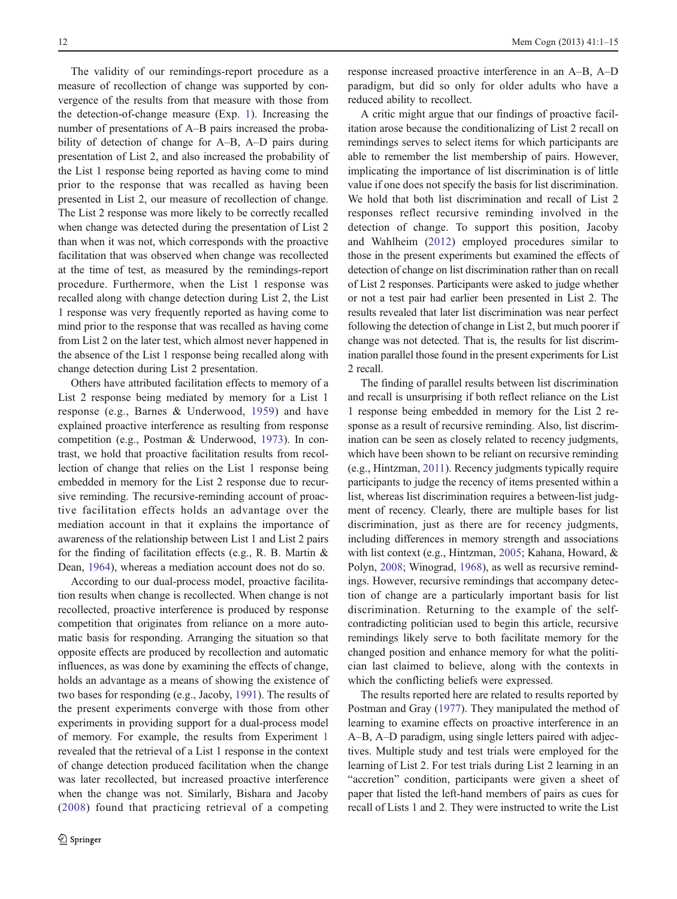The validity of our remindings-report procedure as a measure of recollection of change was supported by convergence of the results from that measure with those from the detection-of-change measure (Exp. 1). Increasing the number of presentations of A–B pairs increased the probability of detection of change for A–B, A–D pairs during presentation of List 2, and also increased the probability of the List 1 response being reported as having come to mind prior to the response that was recalled as having been presented in List 2, our measure of recollection of change. The List 2 response was more likely to be correctly recalled when change was detected during the presentation of List 2 than when it was not, which corresponds with the proactive facilitation that was observed when change was recollected at the time of test, as measured by the remindings-report procedure. Furthermore, when the List 1 response was recalled along with change detection during List 2, the List 1 response was very frequently reported as having come to mind prior to the response that was recalled as having come from List 2 on the later test, which almost never happened in the absence of the List 1 response being recalled along with change detection during List 2 presentation.

Others have attributed facilitation effects to memory of a List 2 response being mediated by memory for a List 1 response (e.g., Barnes & Underwood, 1959) and have explained proactive interference as resulting from response competition (e.g., Postman & Underwood, 1973). In contrast, we hold that proactive facilitation results from recollection of change that relies on the List 1 response being embedded in memory for the List 2 response due to recursive reminding. The recursive-reminding account of proactive facilitation effects holds an advantage over the mediation account in that it explains the importance of awareness of the relationship between List 1 and List 2 pairs for the finding of facilitation effects (e.g., R. B. Martin & Dean, 1964), whereas a mediation account does not do so.

According to our dual-process model, proactive facilitation results when change is recollected. When change is not recollected, proactive interference is produced by response competition that originates from reliance on a more automatic basis for responding. Arranging the situation so that opposite effects are produced by recollection and automatic influences, as was done by examining the effects of change, holds an advantage as a means of showing the existence of two bases for responding (e.g., Jacoby, 1991). The results of the present experiments converge with those from other experiments in providing support for a dual-process model of memory. For example, the results from Experiment 1 revealed that the retrieval of a List 1 response in the context of change detection produced facilitation when the change was later recollected, but increased proactive interference when the change was not. Similarly, Bishara and Jacoby (2008) found that practicing retrieval of a competing response increased proactive interference in an A–B, A–D paradigm, but did so only for older adults who have a reduced ability to recollect.

A critic might argue that our findings of proactive facilitation arose because the conditionalizing of List 2 recall on remindings serves to select items for which participants are able to remember the list membership of pairs. However, implicating the importance of list discrimination is of little value if one does not specify the basis for list discrimination. We hold that both list discrimination and recall of List 2 responses reflect recursive reminding involved in the detection of change. To support this position, Jacoby and Wahlheim (2012) employed procedures similar to those in the present experiments but examined the effects of detection of change on list discrimination rather than on recall of List 2 responses. Participants were asked to judge whether or not a test pair had earlier been presented in List 2. The results revealed that later list discrimination was near perfect following the detection of change in List 2, but much poorer if change was not detected. That is, the results for list discrimination parallel those found in the present experiments for List 2 recall.

The finding of parallel results between list discrimination and recall is unsurprising if both reflect reliance on the List 1 response being embedded in memory for the List 2 response as a result of recursive reminding. Also, list discrimination can be seen as closely related to recency judgments, which have been shown to be reliant on recursive reminding (e.g., Hintzman, 2011). Recency judgments typically require participants to judge the recency of items presented within a list, whereas list discrimination requires a between-list judgment of recency. Clearly, there are multiple bases for list discrimination, just as there are for recency judgments, including differences in memory strength and associations with list context (e.g., Hintzman, 2005; Kahana, Howard, & Polyn, 2008; Winograd, 1968), as well as recursive remindings. However, recursive remindings that accompany detection of change are a particularly important basis for list discrimination. Returning to the example of the self-contradicting politician used to begin this article, recursive remindings likely serve to both facilitate memory for the changed position and enhance memory for what the politician last claimed to believe, along with the contexts in which the conflicting beliefs were expressed.

The results reported here are related to results reported by Postman and Gray (1977). They manipulated the method of learning to examine effects on proactive interference in an A–B, A–D paradigm, using single letters paired with adjectives. Multiple study and test trials were employed for the learning of List 2. For test trials during List 2 learning in an "accretion" condition, participants were given a sheet of paper that listed the left-hand members of pairs as cues for recall of Lists 1 and 2. They were instructed to write the List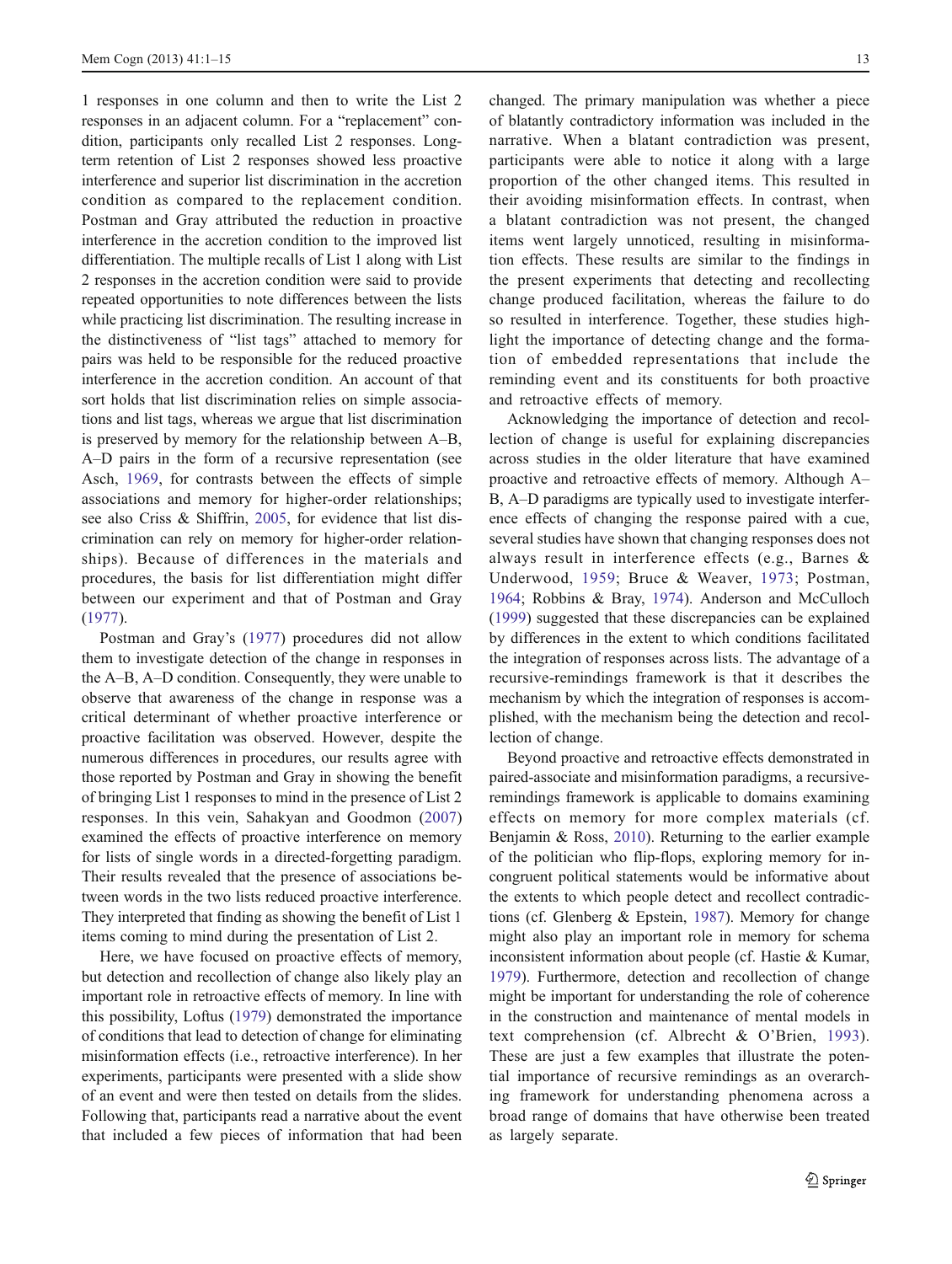1 responses in one column and then to write the List 2 responses in an adjacent column. For a "replacement" condition, participants only recalled List 2 responses. Long-term retention of List 2 responses showed less proactive interference and superior list discrimination in the accretion condition as compared to the replacement condition. Postman and Gray attributed the reduction in proactive interference in the accretion condition to the improved list differentiation. The multiple recalls of List 1 along with List 2 responses in the accretion condition were said to provide repeated opportunities to note differences between the lists while practicing list discrimination. The resulting increase in the distinctiveness of "list tags" attached to memory for pairs was held to be responsible for the reduced proactive interference in the accretion condition. An account of that sort holds that list discrimination relies on simple associations and list tags, whereas we argue that list discrimination is preserved by memory for the relationship between A–B, A–D pairs in the form of a recursive representation (see Asch, 1969, for contrasts between the effects of simple associations and memory for higher-order relationships; see also Criss & Shiffrin, 2005, for evidence that list discrimination can rely on memory for higher-order relationships). Because of differences in the materials and procedures, the basis for list differentiation might differ between our experiment and that of Postman and Gray (1977).

Postman and Gray's (1977) procedures did not allow them to investigate detection of the change in responses in the A–B, A–D condition. Consequently, they were unable to observe that awareness of the change in response was a critical determinant of whether proactive interference or proactive facilitation was observed. However, despite the numerous differences in procedures, our results agree with those reported by Postman and Gray in showing the benefit of bringing List 1 responses to mind in the presence of List 2 responses. In this vein, Sahakyan and Goodmon (2007) examined the effects of proactive interference on memory for lists of single words in a directed-forgetting paradigm. Their results revealed that the presence of associations between words in the two lists reduced proactive interference. They interpreted that finding as showing the benefit of List 1 items coming to mind during the presentation of List 2.

Here, we have focused on proactive effects of memory, but detection and recollection of change also likely play an important role in retroactive effects of memory. In line with this possibility, Loftus (1979) demonstrated the importance of conditions that lead to detection of change for eliminating misinformation effects (i.e., retroactive interference). In her experiments, participants were presented with a slide show of an event and were then tested on details from the slides. Following that, participants read a narrative about the event that included a few pieces of information that had been changed. The primary manipulation was whether a piece of blatantly contradictory information was included in the narrative. When a blatant contradiction was present, participants were able to notice it along with a large proportion of the other changed items. This resulted in their avoiding misinformation effects. In contrast, when a blatant contradiction was not present, the changed items went largely unnoticed, resulting in misinformation effects. These results are similar to the findings in the present experiments that detecting and recollecting change produced facilitation, whereas the failure to do so resulted in interference. Together, these studies highlight the importance of detecting change and the formation of embedded representations that include the reminding event and its constituents for both proactive and retroactive effects of memory.

Acknowledging the importance of detection and recollection of change is useful for explaining discrepancies across studies in the older literature that have examined proactive and retroactive effects of memory. Although A–B, A–D paradigms are typically used to investigate interference effects of changing the response paired with a cue, several studies have shown that changing responses does not always result in interference effects (e.g., Barnes & Underwood, 1959; Bruce & Weaver, 1973; Postman, 1964; Robbins & Bray, 1974). Anderson and McCulloch (1999) suggested that these discrepancies can be explained by differences in the extent to which conditions facilitated the integration of responses across lists. The advantage of a recursive-remindings framework is that it describes the mechanism by which the integration of responses is accomplished, with the mechanism being the detection and recollection of change.

Beyond proactive and retroactive effects demonstrated in paired-associate and misinformation paradigms, a recursive-remindings framework is applicable to domains examining effects on memory for more complex materials (cf. Benjamin & Ross, 2010). Returning to the earlier example of the politician who flip-flops, exploring memory for incongruent political statements would be informative about the extents to which people detect and recollect contradictions (cf. Glenberg & Epstein, 1987). Memory for change might also play an important role in memory for schema inconsistent information about people (cf. Hastie & Kumar, 1979). Furthermore, detection and recollection of change might be important for understanding the role of coherence in the construction and maintenance of mental models in text comprehension (cf. Albrecht & O'Brien, 1993). These are just a few examples that illustrate the potential importance of recursive remindings as an overarching framework for understanding phenomena across a broad range of domains that have otherwise been treated as largely separate.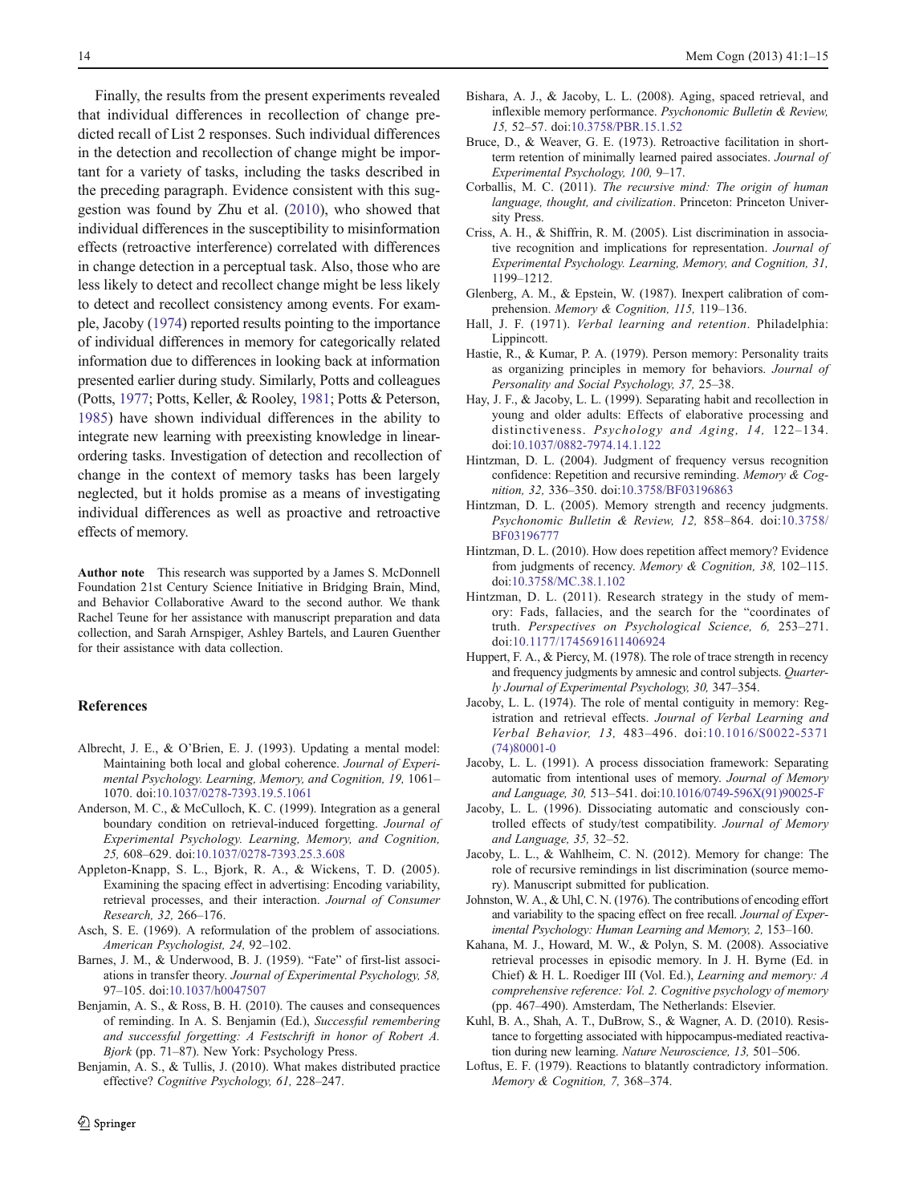Finally, the results from the present experiments revealed that individual differences in recollection of change predicted recall of List 2 responses. Such individual differences in the detection and recollection of change might be important for a variety of tasks, including the tasks described in the preceding paragraph. Evidence consistent with this suggestion was found by Zhu et al. (2010), who showed that individual differences in the susceptibility to misinformation effects (retroactive interference) correlated with differences in change detection in a perceptual task. Also, those who are less likely to detect and recollect change might be less likely to detect and recollect consistency among events. For example, Jacoby (1974) reported results pointing to the importance of individual differences in memory for categorically related information due to differences in looking back at information presented earlier during study. Similarly, Potts and colleagues (Potts, 1977; Potts, Keller, & Rooley, 1981; Potts & Peterson, 1985) have shown individual differences in the ability to integrate new learning with preexisting knowledge in linear-ordering tasks. Investigation of detection and recollection of change in the context of memory tasks has been largely neglected, but it holds promise as a means of investigating individual differences as well as proactive and retroactive effects of memory.

**Author note** This research was supported by a James S. McDonnell Foundation 21st Century Science Initiative in Bridging Brain, Mind, and Behavior Collaborative Award to the second author. We thank Rachel Teune for her assistance with manuscript preparation and data collection, and Sarah Arnspiger, Ashley Bartels, and Lauren Guenther for their assistance with data collection.

## References

Albrecht, J. E., & O'Brien, E. J. (1993). Updating a mental model: Maintaining both local and global coherence. *Journal of Experimental Psychology. Learning, Memory, and Cognition, 19,* 1061–1070. doi:10.1037/0278-7393.19.5.1061

Anderson, M. C., & McCulloch, K. C. (1999). Integration as a general boundary condition on retrieval-induced forgetting. *Journal of Experimental Psychology. Learning, Memory, and Cognition, 25,* 608–629. doi:10.1037/0278-7393.25.3.608

Appleton-Knapp, S. L., Bjork, R. A., & Wickens, T. D. (2005). Examining the spacing effect in advertising: Encoding variability, retrieval processes, and their interaction. *Journal of Consumer Research, 32,* 266–176.

Asch, S. E. (1969). A reformulation of the problem of associations. *American Psychologist, 24,* 92–102.

Barnes, J. M., & Underwood, B. J. (1959). "Fate" of first-list associations in transfer theory. *Journal of Experimental Psychology, 58,* 97–105. doi:10.1037/h0047507

Benjamin, A. S., & Ross, B. H. (2010). The causes and consequences of reminding. In A. S. Benjamin (Ed.), *Successful remembering and successful forgetting: A Festschrift in honor of Robert A. Bjork* (pp. 71–87). New York: Psychology Press.

Benjamin, A. S., & Tullis, J. (2010). What makes distributed practice effective? *Cognitive Psychology, 61,* 228–247.

Bishara, A. J., & Jacoby, L. L. (2008). Aging, spaced retrieval, and inflexible memory performance. *Psychonomic Bulletin & Review, 15,* 52–57. doi:10.3758/PBR.15.1.52

Bruce, D., & Weaver, G. E. (1973). Retroactive facilitation in short-term retention of minimally learned paired associates. *Journal of Experimental Psychology, 100,* 9–17.

Corballis, M. C. (2011). *The recursive mind: The origin of human language, thought, and civilization*. Princeton: Princeton University Press.

Criss, A. H., & Shiffrin, R. M. (2005). List discrimination in associative recognition and implications for representation. *Journal of Experimental Psychology. Learning, Memory, and Cognition, 31,* 1199–1212.

Glenberg, A. M., & Epstein, W. (1987). Inexpert calibration of comprehension. *Memory & Cognition, 115,* 119–136.

Hall, J. F. (1971). *Verbal learning and retention*. Philadelphia: Lippincott.

Hastie, R., & Kumar, P. A. (1979). Person memory: Personality traits as organizing principles in memory for behaviors. *Journal of Personality and Social Psychology, 37,* 25–38.

Hay, J. F., & Jacoby, L. L. (1999). Separating habit and recollection in young and older adults: Effects of elaborative processing and distinctiveness. *Psychology and Aging, 14,* 122–134. doi:10.1037/0882-7974.14.1.122

Hintzman, D. L. (2004). Judgment of frequency versus recognition confidence: Repetition and recursive reminding. *Memory & Cognition, 32,* 336–350. doi:10.3758/BF03196863

Hintzman, D. L. (2005). Memory strength and recency judgments. *Psychonomic Bulletin & Review, 12,* 858–864. doi:10.3758/BF03196777

Hintzman, D. L. (2010). How does repetition affect memory? Evidence from judgments of recency. *Memory & Cognition, 38,* 102–115. doi:10.3758/MC.38.1.102

Hintzman, D. L. (2011). Research strategy in the study of memory: Fads, fallacies, and the search for the "coordinates of truth. *Perspectives on Psychological Science, 6,* 253–271. doi:10.1177/1745691611406924

Huppert, F. A., & Piercy, M. (1978). The role of trace strength in recency and frequency judgments by amnesic and control subjects. *Quarterly Journal of Experimental Psychology, 30,* 347–354.

Jacoby, L. L. (1974). The role of mental contiguity in memory: Registration and retrieval effects. *Journal of Verbal Learning and Verbal Behavior, 13,* 483–496. doi:10.1016/S0022-5371(74)80001-0

Jacoby, L. L. (1991). A process dissociation framework: Separating automatic from intentional uses of memory. *Journal of Memory and Language, 30,* 513–541. doi:10.1016/0749-596X(91)90025-F

Jacoby, L. L. (1996). Dissociating automatic and consciously controlled effects of study/test compatibility. *Journal of Memory and Language, 35,* 32–52.

Jacoby, L. L., & Wahlheim, C. N. (2012). Memory for change: The role of recursive remindings in list discrimination (source memory). Manuscript submitted for publication.

Johnston, W. A., & Uhl, C. N. (1976). The contributions of encoding effort and variability to the spacing effect on free recall. *Journal of Experimental Psychology: Human Learning and Memory, 2,* 153–160.

Kahana, M. J., Howard, M. W., & Polyn, S. M. (2008). Associative retrieval processes in episodic memory. In J. H. Byrne (Ed. in Chief) & H. L. Roediger III (Vol. Ed.), *Learning and memory: A comprehensive reference: Vol. 2. Cognitive psychology of memory* (pp. 467–490). Amsterdam, The Netherlands: Elsevier.

Kuhl, B. A., Shah, A. T., DuBrow, S., & Wagner, A. D. (2010). Resistance to forgetting associated with hippocampus-mediated reactivation during new learning. *Nature Neuroscience, 13,* 501–506.

Loftus, E. F. (1979). Reactions to blatantly contradictory information. *Memory & Cognition, 7,* 368–374.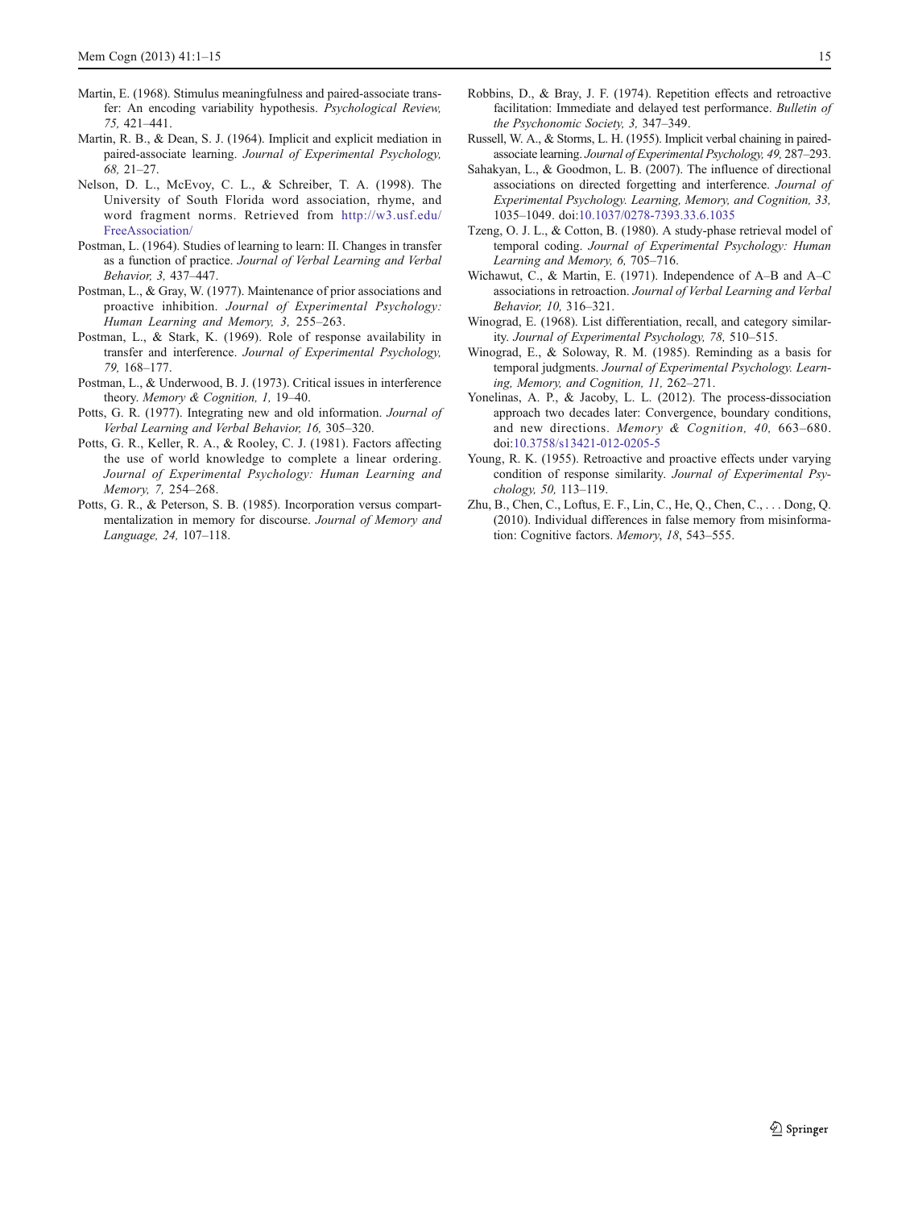Martin, E. (1968). Stimulus meaningfulness and paired-associate transfer: An encoding variability hypothesis. *Psychological Review, 75,* 421–441.

Martin, R. B., & Dean, S. J. (1964). Implicit and explicit mediation in paired-associate learning. *Journal of Experimental Psychology, 68,* 21–27.

Nelson, D. L., McEvoy, C. L., & Schreiber, T. A. (1998). The University of South Florida word association, rhyme, and word fragment norms. Retrieved from http://w3.usf.edu/FreeAssociation/

Postman, L. (1964). Studies of learning to learn: II. Changes in transfer as a function of practice. *Journal of Verbal Learning and Verbal Behavior, 3,* 437–447.

Postman, L., & Gray, W. (1977). Maintenance of prior associations and proactive inhibition. *Journal of Experimental Psychology: Human Learning and Memory, 3,* 255–263.

Postman, L., & Stark, K. (1969). Role of response availability in transfer and interference. *Journal of Experimental Psychology, 79,* 168–177.

Postman, L., & Underwood, B. J. (1973). Critical issues in interference theory. *Memory & Cognition, 1,* 19–40.

Potts, G. R. (1977). Integrating new and old information. *Journal of Verbal Learning and Verbal Behavior, 16,* 305–320.

Potts, G. R., Keller, R. A., & Rooley, C. J. (1981). Factors affecting the use of world knowledge to complete a linear ordering. *Journal of Experimental Psychology: Human Learning and Memory, 7,* 254–268.

Potts, G. R., & Peterson, S. B. (1985). Incorporation versus compartmentalization in memory for discourse. *Journal of Memory and Language, 24,* 107–118.

Robbins, D., & Bray, J. F. (1974). Repetition effects and retroactive facilitation: Immediate and delayed test performance. *Bulletin of the Psychonomic Society, 3,* 347–349.

Russell, W. A., & Storms, L. H. (1955). Implicit verbal chaining in paired-associate learning. *Journal of Experimental Psychology, 49,* 287–293.

Sahakyan, L., & Goodmon, L. B. (2007). The influence of directional associations on directed forgetting and interference. *Journal of Experimental Psychology. Learning, Memory, and Cognition, 33,* 1035–1049. doi:10.1037/0278-7393.33.6.1035

Tzeng, O. J. L., & Cotton, B. (1980). A study-phase retrieval model of temporal coding. *Journal of Experimental Psychology: Human Learning and Memory, 6,* 705–716.

Wichawut, C., & Martin, E. (1971). Independence of A–B and A–C associations in retroaction. *Journal of Verbal Learning and Verbal Behavior, 10,* 316–321.

Winograd, E. (1968). List differentiation, recall, and category similarity. *Journal of Experimental Psychology, 78,* 510–515.

Winograd, E., & Soloway, R. M. (1985). Reminding as a basis for temporal judgments. *Journal of Experimental Psychology. Learning, Memory, and Cognition, 11,* 262–271.

Yonelinas, A. P., & Jacoby, L. L. (2012). The process-dissociation approach two decades later: Convergence, boundary conditions, and new directions. *Memory & Cognition, 40,* 663–680. doi:10.3758/s13421-012-0205-5

Young, R. K. (1955). Retroactive and proactive effects under varying condition of response similarity. *Journal of Experimental Psychology, 50,* 113–119.

Zhu, B., Chen, C., Loftus, E. F., Lin, C., He, Q., Chen, C., . . . Dong, Q. (2010). Individual differences in false memory from misinformation: Cognitive factors. *Memory*, *18*, 543–555.